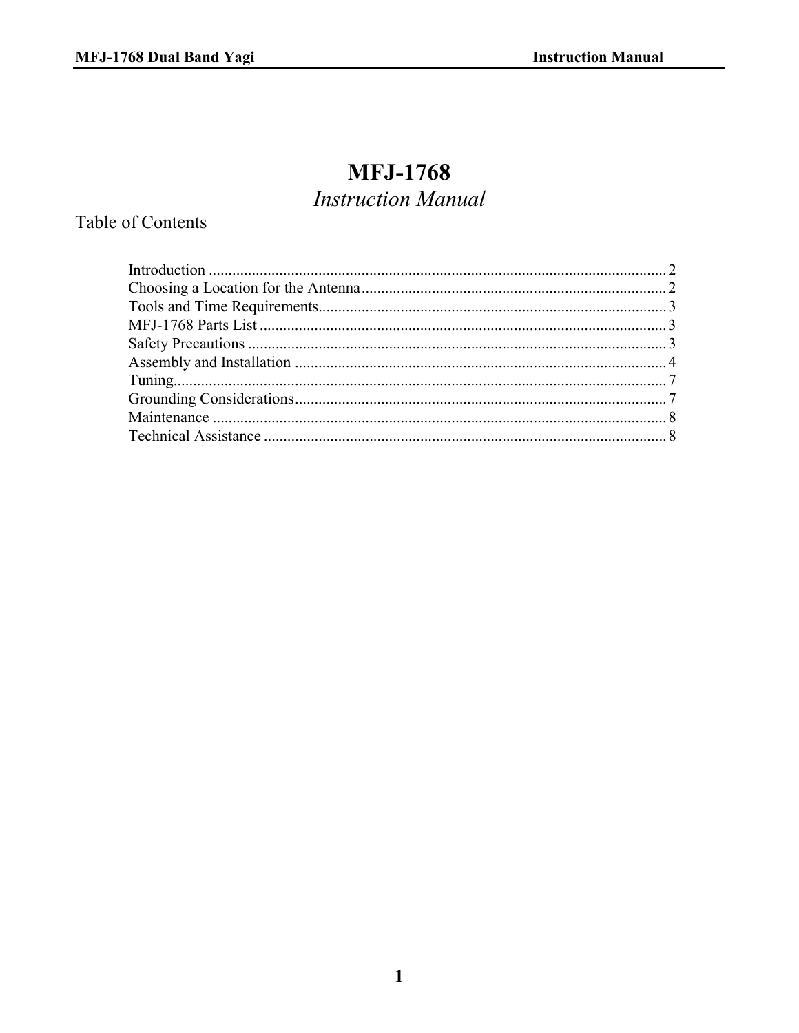# MFJ-1768

*Instruction Manual*

## Table of Contents

Introduction .......... 2
Choosing a Location for the Antenna .......... 2
Tools and Time Requirements .......... 3
MFJ-1768 Parts List .......... 3
Safety Precautions .......... 3
Assembly and Installation .......... 4
Tuning .......... 7
Grounding Considerations .......... 7
Maintenance .......... 8
Technical Assistance .......... 8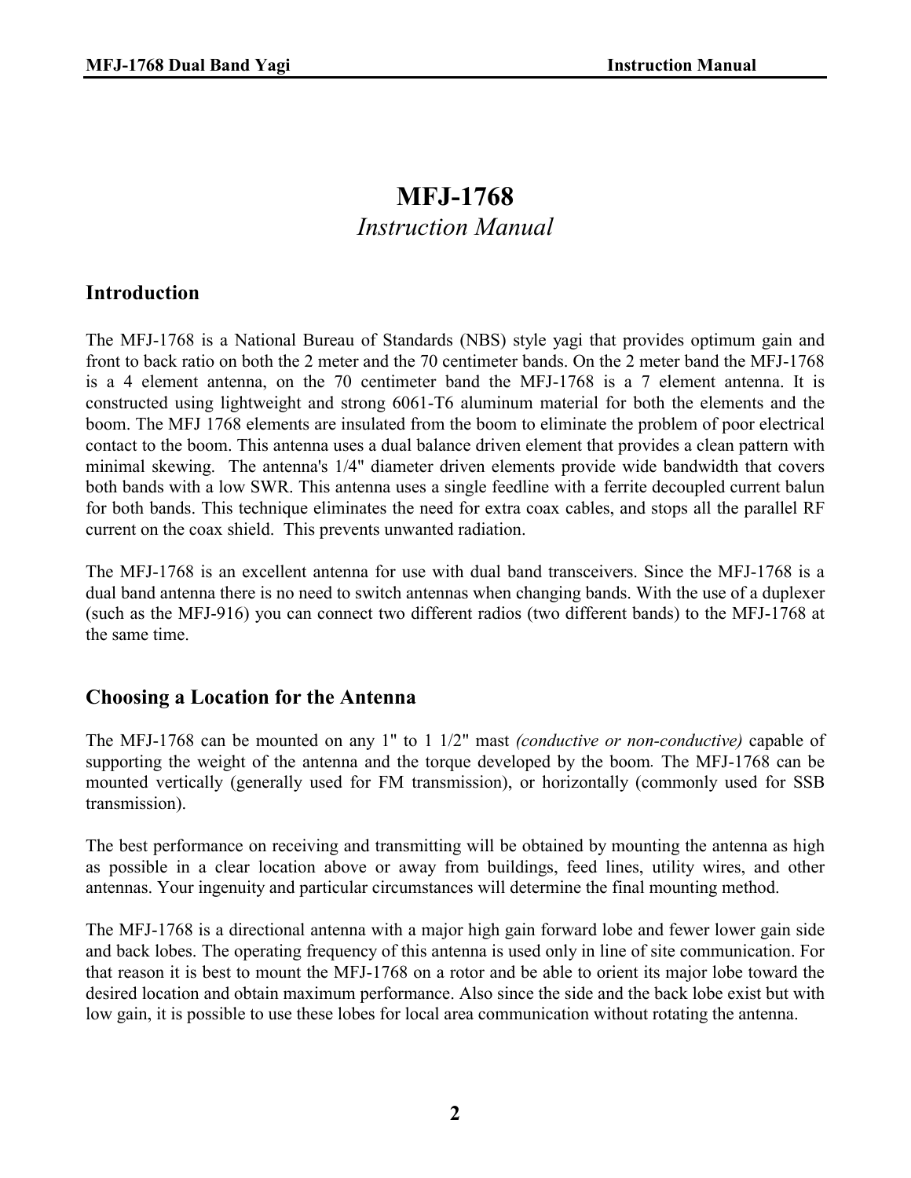# MFJ-1768

*Instruction Manual*

## Introduction

The MFJ-1768 is a National Bureau of Standards (NBS) style yagi that provides optimum gain and front to back ratio on both the 2 meter and the 70 centimeter bands. On the 2 meter band the MFJ-1768 is a 4 element antenna, on the 70 centimeter band the MFJ-1768 is a 7 element antenna. It is constructed using lightweight and strong 6061-T6 aluminum material for both the elements and the boom. The MFJ 1768 elements are insulated from the boom to eliminate the problem of poor electrical contact to the boom. This antenna uses a dual balance driven element that provides a clean pattern with minimal skewing. The antenna's 1/4" diameter driven elements provide wide bandwidth that covers both bands with a low SWR. This antenna uses a single feedline with a ferrite decoupled current balun for both bands. This technique eliminates the need for extra coax cables, and stops all the parallel RF current on the coax shield. This prevents unwanted radiation.

The MFJ-1768 is an excellent antenna for use with dual band transceivers. Since the MFJ-1768 is a dual band antenna there is no need to switch antennas when changing bands. With the use of a duplexer (such as the MFJ-916) you can connect two different radios (two different bands) to the MFJ-1768 at the same time.

## Choosing a Location for the Antenna

The MFJ-1768 can be mounted on any 1" to 1 1/2" mast *(conductive or non-conductive)* capable of supporting the weight of the antenna and the torque developed by the boom. The MFJ-1768 can be mounted vertically (generally used for FM transmission), or horizontally (commonly used for SSB transmission).

The best performance on receiving and transmitting will be obtained by mounting the antenna as high as possible in a clear location above or away from buildings, feed lines, utility wires, and other antennas. Your ingenuity and particular circumstances will determine the final mounting method.

The MFJ-1768 is a directional antenna with a major high gain forward lobe and fewer lower gain side and back lobes. The operating frequency of this antenna is used only in line of site communication. For that reason it is best to mount the MFJ-1768 on a rotor and be able to orient its major lobe toward the desired location and obtain maximum performance. Also since the side and the back lobe exist but with low gain, it is possible to use these lobes for local area communication without rotating the antenna.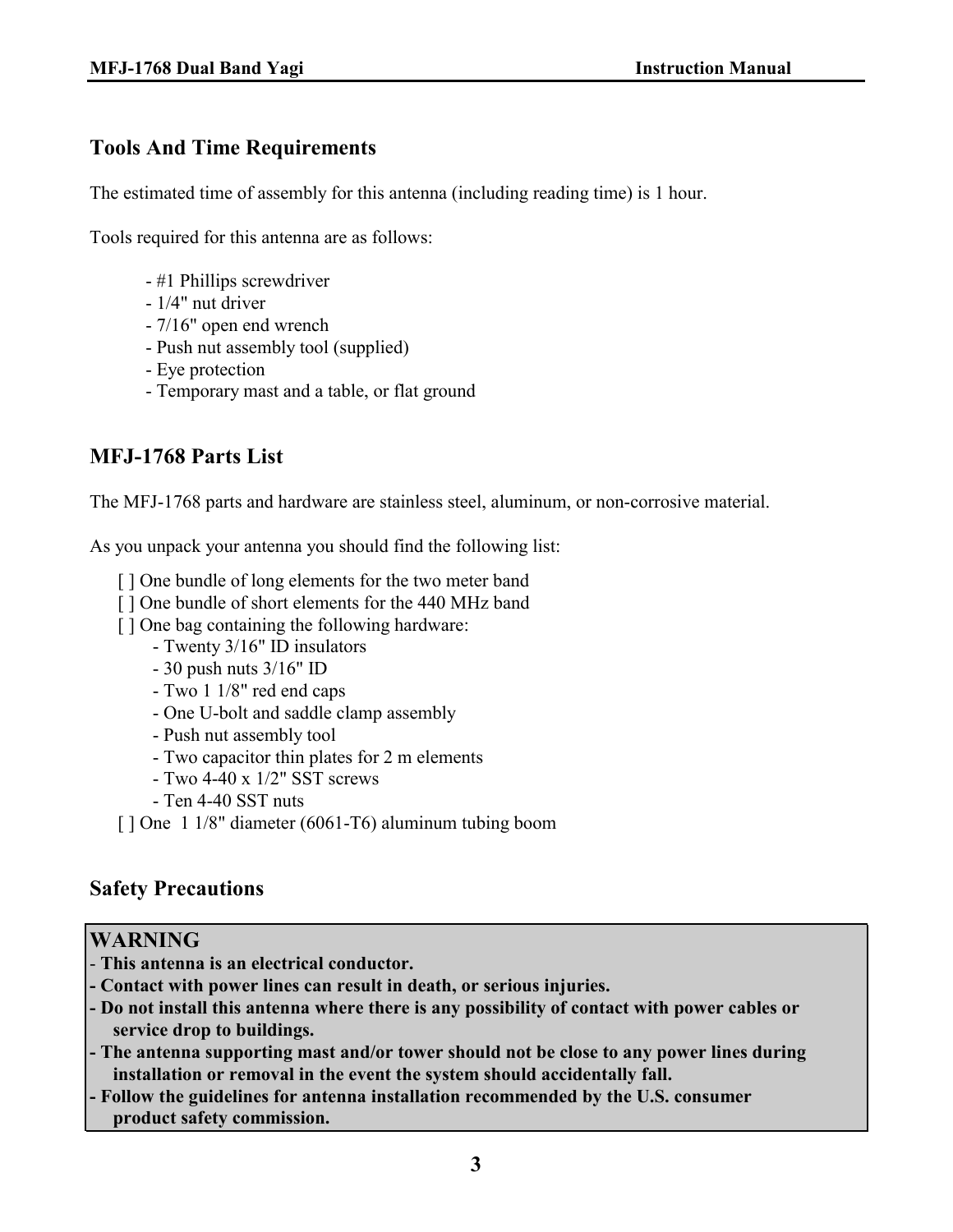## Tools And Time Requirements

The estimated time of assembly for this antenna (including reading time) is 1 hour.

Tools required for this antenna are as follows:

- #1 Phillips screwdriver
- 1/4" nut driver
- 7/16" open end wrench
- Push nut assembly tool (supplied)
- Eye protection
- Temporary mast and a table, or flat ground

## MFJ-1768 Parts List

The MFJ-1768 parts and hardware are stainless steel, aluminum, or non-corrosive material.

As you unpack your antenna you should find the following list:

[ ] One bundle of long elements for the two meter band
[ ] One bundle of short elements for the 440 MHz band
[ ] One bag containing the following hardware:
- Twenty 3/16" ID insulators
- 30 push nuts 3/16" ID
- Two 1 1/8" red end caps
- One U-bolt and saddle clamp assembly
- Push nut assembly tool
- Two capacitor thin plates for 2 m elements
- Two 4-40 x 1/2" SST screws
- Ten 4-40 SST nuts

[ ] One 1 1/8" diameter (6061-T6) aluminum tubing boom

## Safety Precautions

**WARNING**

- **This antenna is an electrical conductor.**
- **Contact with power lines can result in death, or serious injuries.**
- **Do not install this antenna where there is any possibility of contact with power cables or service drop to buildings.**
- **The antenna supporting mast and/or tower should not be close to any power lines during installation or removal in the event the system should accidentally fall.**
- **Follow the guidelines for antenna installation recommended by the U.S. consumer product safety commission.**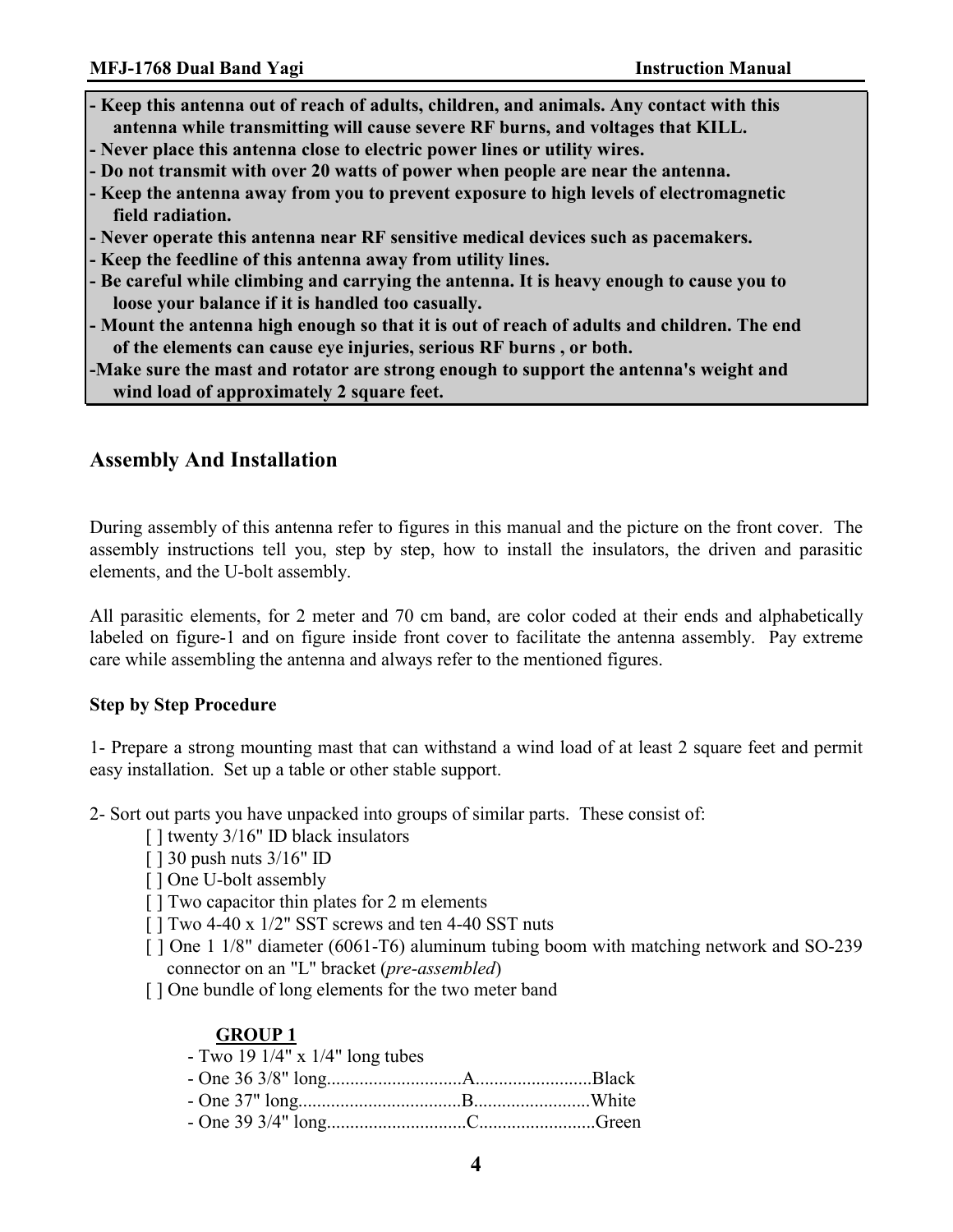**- Keep this antenna out of reach of adults, children, and animals. Any contact with this antenna while transmitting will cause severe RF burns, and voltages that KILL.**
**- Never place this antenna close to electric power lines or utility wires.**
**- Do not transmit with over 20 watts of power when people are near the antenna.**
**- Keep the antenna away from you to prevent exposure to high levels of electromagnetic field radiation.**
**- Never operate this antenna near RF sensitive medical devices such as pacemakers.**
**- Keep the feedline of this antenna away from utility lines.**
**- Be careful while climbing and carrying the antenna. It is heavy enough to cause you to loose your balance if it is handled too casually.**
**- Mount the antenna high enough so that it is out of reach of adults and children. The end of the elements can cause eye injuries, serious RF burns , or both.**
**-Make sure the mast and rotator are strong enough to support the antenna's weight and wind load of approximately 2 square feet.**

## Assembly And Installation

During assembly of this antenna refer to figures in this manual and the picture on the front cover. The assembly instructions tell you, step by step, how to install the insulators, the driven and parasitic elements, and the U-bolt assembly.

All parasitic elements, for 2 meter and 70 cm band, are color coded at their ends and alphabetically labeled on figure-1 and on figure inside front cover to facilitate the antenna assembly. Pay extreme care while assembling the antenna and always refer to the mentioned figures.

**Step by Step Procedure**

1- Prepare a strong mounting mast that can withstand a wind load of at least 2 square feet and permit easy installation. Set up a table or other stable support.

2- Sort out parts you have unpacked into groups of similar parts. These consist of:

[ ] twenty 3/16" ID black insulators
[ ] 30 push nuts 3/16" ID
[ ] One U-bolt assembly
[ ] Two capacitor thin plates for 2 m elements
[ ] Two 4-40 x 1/2" SST screws and ten 4-40 SST nuts
[ ] One 1 1/8" diameter (6061-T6) aluminum tubing boom with matching network and SO-239 connector on an "L" bracket (*pre-assembled*)
[ ] One bundle of long elements for the two meter band

**GROUP 1**

- Two 19 1/4" x 1/4" long tubes
- One 36 3/8" long............................A.........................Black
- One 37" long..................................B.........................White
- One 39 3/4" long.............................C.........................Green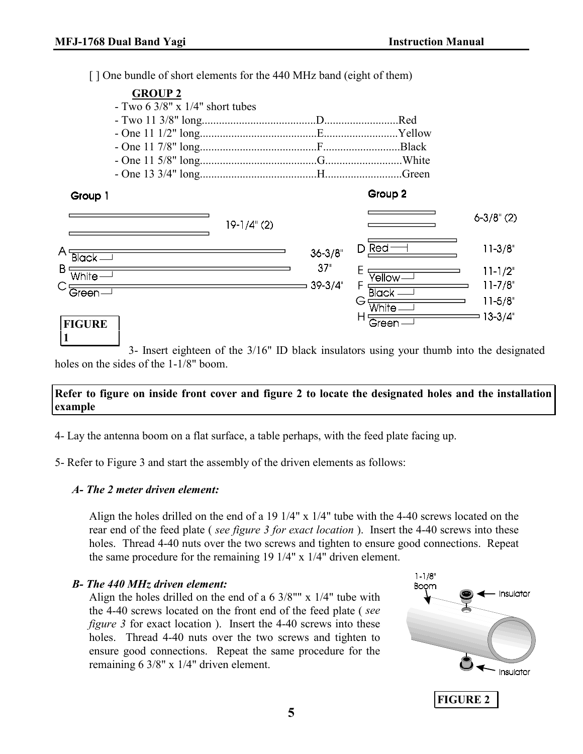[ ] One bundle of short elements for the 440 MHz band (eight of them)

**GROUP 2**

- Two 6 3/8" x 1/4" short tubes
- Two 11 3/8" long........................................D..........................Red
- One 11 1/2" long........................................E..........................Yellow
- One 11 7/8" long........................................F...........................Black
- One 11 5/8" long........................................G...........................White
- One 13 3/4" long........................................H...........................Green

**FIGURE 1**

3- Insert eighteen of the 3/16" ID black insulators using your thumb into the designated holes on the sides of the 1-1/8" boom.

**Refer to figure on inside front cover and figure 2 to locate the designated holes and the installation example**

4- Lay the antenna boom on a flat surface, a table perhaps, with the feed plate facing up.

5- Refer to Figure 3 and start the assembly of the driven elements as follows:

***A- The 2 meter driven element:***

Align the holes drilled on the end of a 19 1/4" x 1/4" tube with the 4-40 screws located on the rear end of the feed plate ( *see figure 3 for exact location* ). Insert the 4-40 screws into these holes. Thread 4-40 nuts over the two screws and tighten to ensure good connections. Repeat the same procedure for the remaining 19 1/4" x 1/4" driven element.

***B- The 440 MHz driven element:***

Align the holes drilled on the end of a 6 3/8"" x 1/4" tube with the 4-40 screws located on the front end of the feed plate ( *see figure 3* for exact location ). Insert the 4-40 screws into these holes. Thread 4-40 nuts over the two screws and tighten to ensure good connections. Repeat the same procedure for the remaining 6 3/8" x 1/4" driven element.

**FIGURE 2**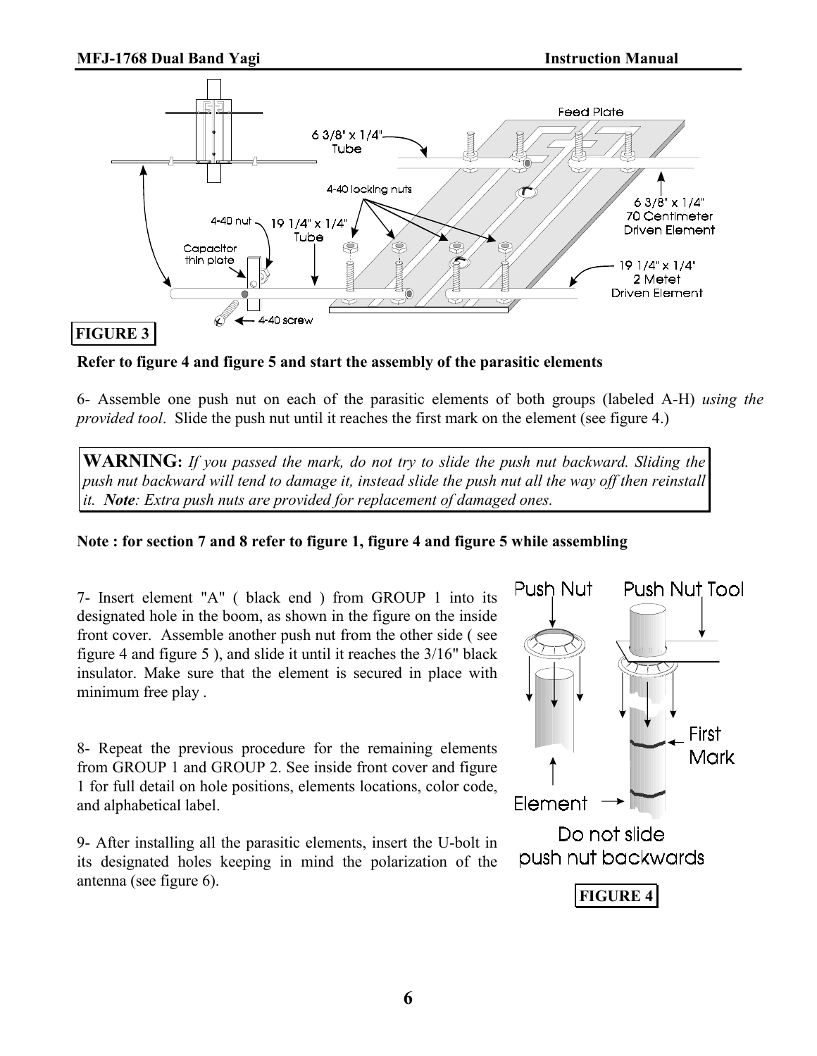**FIGURE 3**

**Refer to figure 4 and figure 5 and start the assembly of the parasitic elements**

6- Assemble one push nut on each of the parasitic elements of both groups (labeled A-H) *using the provided tool*. Slide the push nut until it reaches the first mark on the element (see figure 4.)

> **WARNING:** *If you passed the mark, do not try to slide the push nut backward. Sliding the push nut backward will tend to damage it, instead slide the push nut all the way off then reinstall it.* ***Note****: Extra push nuts are provided for replacement of damaged ones.*

**Note : for section 7 and 8 refer to figure 1, figure 4 and figure 5 while assembling**

7- Insert element "A" ( black end ) from GROUP 1 into its designated hole in the boom, as shown in the figure on the inside front cover. Assemble another push nut from the other side ( see figure 4 and figure 5 ), and slide it until it reaches the 3/16" black insulator. Make sure that the element is secured in place with minimum free play .

8- Repeat the previous procedure for the remaining elements from GROUP 1 and GROUP 2. See inside front cover and figure 1 for full detail on hole positions, elements locations, color code, and alphabetical label.

9- After installing all the parasitic elements, insert the U-bolt in its designated holes keeping in mind the polarization of the antenna (see figure 6).

**FIGURE 4**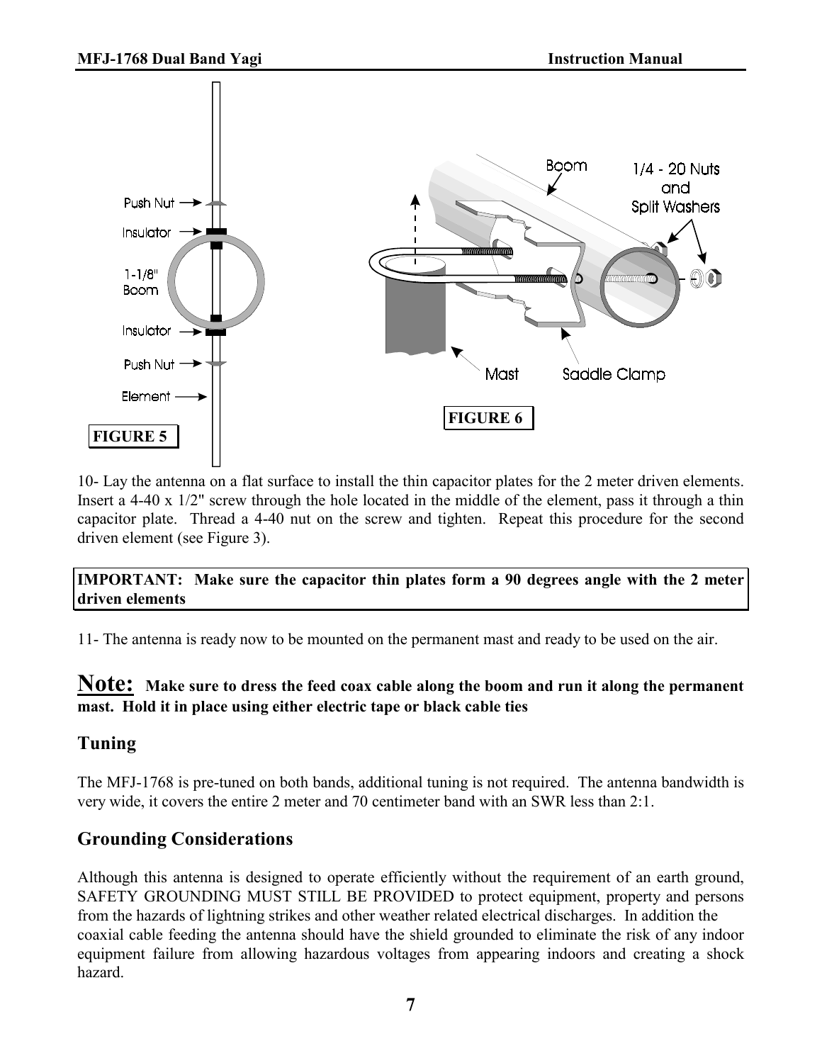FIGURE 5

FIGURE 6

10- Lay the antenna on a flat surface to install the thin capacitor plates for the 2 meter driven elements. Insert a 4-40 x 1/2" screw through the hole located in the middle of the element, pass it through a thin capacitor plate. Thread a 4-40 nut on the screw and tighten. Repeat this procedure for the second driven element (see Figure 3).

**IMPORTANT: Make sure the capacitor thin plates form a 90 degrees angle with the 2 meter driven elements**

11- The antenna is ready now to be mounted on the permanent mast and ready to be used on the air.

**Note: Make sure to dress the feed coax cable along the boom and run it along the permanent mast. Hold it in place using either electric tape or black cable ties**

## Tuning

The MFJ-1768 is pre-tuned on both bands, additional tuning is not required. The antenna bandwidth is very wide, it covers the entire 2 meter and 70 centimeter band with an SWR less than 2:1.

## Grounding Considerations

Although this antenna is designed to operate efficiently without the requirement of an earth ground, SAFETY GROUNDING MUST STILL BE PROVIDED to protect equipment, property and persons from the hazards of lightning strikes and other weather related electrical discharges. In addition the coaxial cable feeding the antenna should have the shield grounded to eliminate the risk of any indoor equipment failure from allowing hazardous voltages from appearing indoors and creating a shock hazard.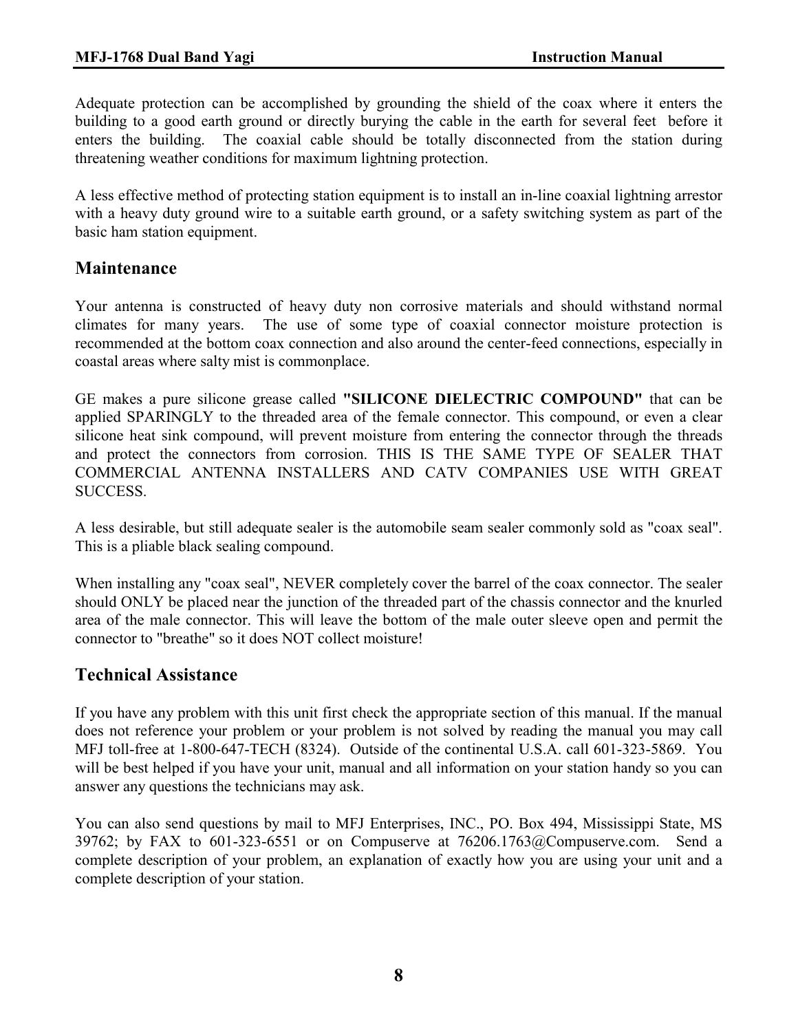Adequate protection can be accomplished by grounding the shield of the coax where it enters the building to a good earth ground or directly burying the cable in the earth for several feet before it enters the building. The coaxial cable should be totally disconnected from the station during threatening weather conditions for maximum lightning protection.

A less effective method of protecting station equipment is to install an in-line coaxial lightning arrestor with a heavy duty ground wire to a suitable earth ground, or a safety switching system as part of the basic ham station equipment.

## Maintenance

Your antenna is constructed of heavy duty non corrosive materials and should withstand normal climates for many years. The use of some type of coaxial connector moisture protection is recommended at the bottom coax connection and also around the center-feed connections, especially in coastal areas where salty mist is commonplace.

GE makes a pure silicone grease called **"SILICONE DIELECTRIC COMPOUND"** that can be applied SPARINGLY to the threaded area of the female connector. This compound, or even a clear silicone heat sink compound, will prevent moisture from entering the connector through the threads and protect the connectors from corrosion. THIS IS THE SAME TYPE OF SEALER THAT COMMERCIAL ANTENNA INSTALLERS AND CATV COMPANIES USE WITH GREAT SUCCESS.

A less desirable, but still adequate sealer is the automobile seam sealer commonly sold as "coax seal". This is a pliable black sealing compound.

When installing any "coax seal", NEVER completely cover the barrel of the coax connector. The sealer should ONLY be placed near the junction of the threaded part of the chassis connector and the knurled area of the male connector. This will leave the bottom of the male outer sleeve open and permit the connector to "breathe" so it does NOT collect moisture!

## Technical Assistance

If you have any problem with this unit first check the appropriate section of this manual. If the manual does not reference your problem or your problem is not solved by reading the manual you may call MFJ toll-free at 1-800-647-TECH (8324). Outside of the continental U.S.A. call 601-323-5869. You will be best helped if you have your unit, manual and all information on your station handy so you can answer any questions the technicians may ask.

You can also send questions by mail to MFJ Enterprises, INC., PO. Box 494, Mississippi State, MS 39762; by FAX to 601-323-6551 or on Compuserve at 76206.1763@Compuserve.com. Send a complete description of your problem, an explanation of exactly how you are using your unit and a complete description of your station.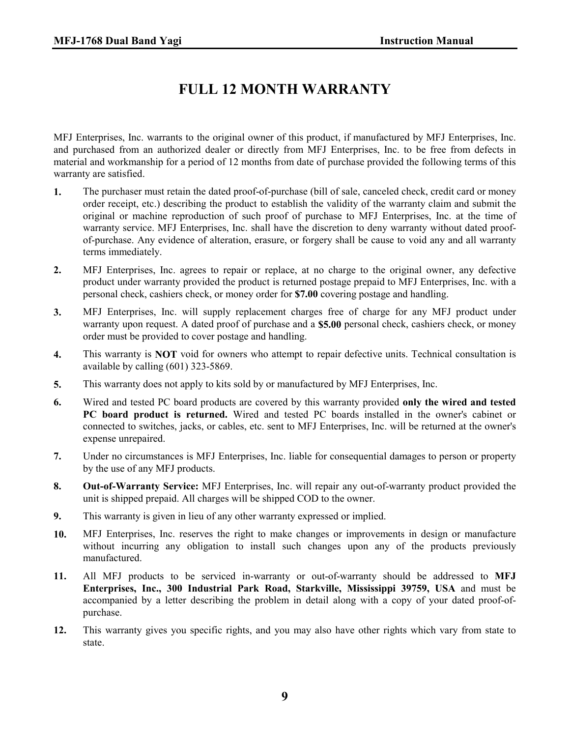# FULL 12 MONTH WARRANTY

MFJ Enterprises, Inc. warrants to the original owner of this product, if manufactured by MFJ Enterprises, Inc. and purchased from an authorized dealer or directly from MFJ Enterprises, Inc. to be free from defects in material and workmanship for a period of 12 months from date of purchase provided the following terms of this warranty are satisfied.

1. The purchaser must retain the dated proof-of-purchase (bill of sale, canceled check, credit card or money order receipt, etc.) describing the product to establish the validity of the warranty claim and submit the original or machine reproduction of such proof of purchase to MFJ Enterprises, Inc. at the time of warranty service. MFJ Enterprises, Inc. shall have the discretion to deny warranty without dated proof-of-purchase. Any evidence of alteration, erasure, or forgery shall be cause to void any and all warranty terms immediately.
2. MFJ Enterprises, Inc. agrees to repair or replace, at no charge to the original owner, any defective product under warranty provided the product is returned postage prepaid to MFJ Enterprises, Inc. with a personal check, cashiers check, or money order for **$7.00** covering postage and handling.
3. MFJ Enterprises, Inc. will supply replacement charges free of charge for any MFJ product under warranty upon request. A dated proof of purchase and a **$5.00** personal check, cashiers check, or money order must be provided to cover postage and handling.
4. This warranty is **NOT** void for owners who attempt to repair defective units. Technical consultation is available by calling (601) 323-5869.
5. This warranty does not apply to kits sold by or manufactured by MFJ Enterprises, Inc.
6. Wired and tested PC board products are covered by this warranty provided **only the wired and tested PC board product is returned.** Wired and tested PC boards installed in the owner's cabinet or connected to switches, jacks, or cables, etc. sent to MFJ Enterprises, Inc. will be returned at the owner's expense unrepaired.
7. Under no circumstances is MFJ Enterprises, Inc. liable for consequential damages to person or property by the use of any MFJ products.
8. **Out-of-Warranty Service:** MFJ Enterprises, Inc. will repair any out-of-warranty product provided the unit is shipped prepaid. All charges will be shipped COD to the owner.
9. This warranty is given in lieu of any other warranty expressed or implied.
10. MFJ Enterprises, Inc. reserves the right to make changes or improvements in design or manufacture without incurring any obligation to install such changes upon any of the products previously manufactured.
11. All MFJ products to be serviced in-warranty or out-of-warranty should be addressed to **MFJ Enterprises, Inc., 300 Industrial Park Road, Starkville, Mississippi 39759, USA** and must be accompanied by a letter describing the problem in detail along with a copy of your dated proof-of-purchase.
12. This warranty gives you specific rights, and you may also have other rights which vary from state to state.